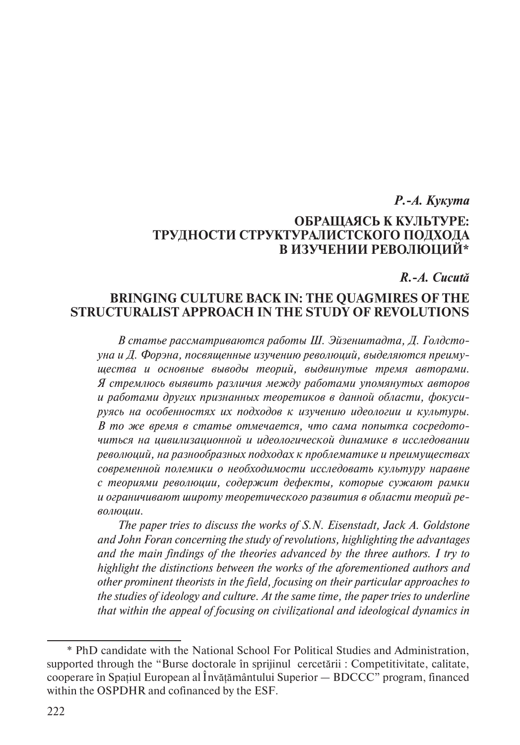*Р.-А. Кукута*

## ОБРАЩАЯСЬ К КУЛЬТУРЕ: ТРУДНОСТИ СТРУКТУРАЛИСТСКОГО ПОДХОДА В ИЗУЧЕНИИ РЕВОЛЮЦИЙ*

*R.-A. Cicută*

## BRINGING CULTURE BACK IN: THE QUAGMIRES OF THE STRUCTURALIST APPROACH IN THE STUDY OF REVOLUTIONS

*В статье рассматриваются работы Ш. Эйзенштадта, Д. Голдстоуна и Д. Форэна, посвященные изучению революций, выделяются преимущества и основные выводы теорий, выдвинутые тремя авторами. Я стремлюсь выявить различия между работами упомянутых авторов и работами других признанных теоретиков в данной области, фокусируясь на особенностях их подходов к изучению идеологии и культуры. В то же время в статье отмечается, что сама попытка сосредоточиться на цивилизационной и идеологической динамике в исследовании революций, на разнообразных подходах к проблематике и преимуществах современной полемики о необходимости исследовать культуру наравне с теориями революции, содержит дефекты, которые сужают рамки и ограничивают широту теоретического развития в области теорий революции.*

*The paper tries to discuss the works of S.N. Eisenstadt, Jack A. Goldstone and John Foran concerning the study of revolutions, highlighting the advantages and the main findings of the theories advanced by the three authors. I try to highlight the distinctions between the works of the aforementioned authors and other prominent theorists in the field, focusing on their particular approaches to the studies of ideology and culture. At the same time, the paper tries to underline that within the appeal of focusing on civilizational and ideological dynamics in*

---

\* PhD candidate with the National School For Political Studies and Administration, supported through the "Burse doctorale în sprijinul cercetării : Competitivitate, calitate, cooperare în Spațiul European al Învățământului Superior — BDCCC" program, financed within the OSPDHR and cofinanced by the ESF.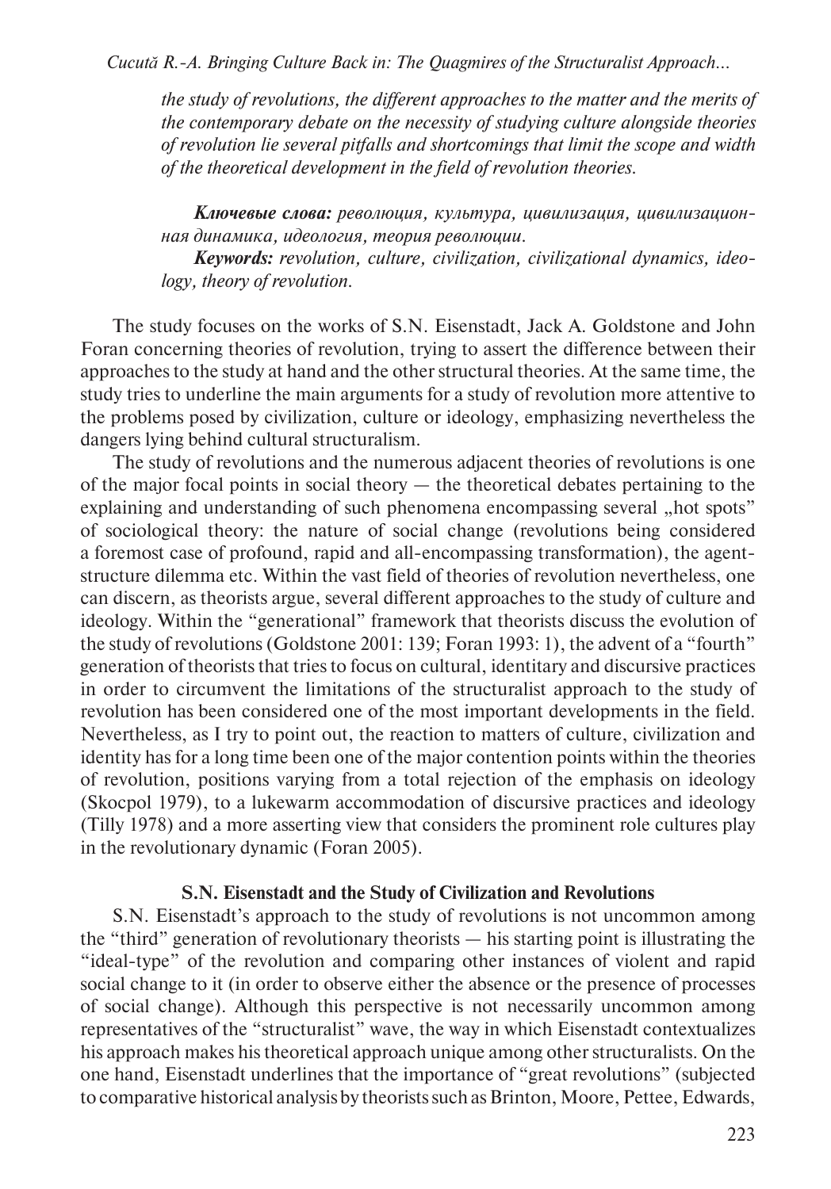*the study of revolutions, the different approaches to the matter and the merits of the contemporary debate on the necessity of studying culture alongside theories of revolution lie several pitfalls and shortcomings that limit the scope and width of the theoretical development in the field of revolution theories.*

***Ключевые слова:*** *революция, культура, цивилизация, цивилизационная динамика, идеология, теория революции.*

***Keywords:*** *revolution, culture, civilization, civilizational dynamics, ideology, theory of revolution.*

The study focuses on the works of S.N. Eisenstadt, Jack A. Goldstone and John Foran concerning theories of revolution, trying to assert the difference between their approaches to the study at hand and the other structural theories. At the same time, the study tries to underline the main arguments for a study of revolution more attentive to the problems posed by civilization, culture or ideology, emphasizing nevertheless the dangers lying behind cultural structuralism.

The study of revolutions and the numerous adjacent theories of revolutions is one of the major focal points in social theory — the theoretical debates pertaining to the explaining and understanding of such phenomena encompassing several „hot spots" of sociological theory: the nature of social change (revolutions being considered a foremost case of profound, rapid and all-encompassing transformation), the agent-structure dilemma etc. Within the vast field of theories of revolution nevertheless, one can discern, as theorists argue, several different approaches to the study of culture and ideology. Within the "generational" framework that theorists discuss the evolution of the study of revolutions (Goldstone 2001: 139; Foran 1993: 1), the advent of a "fourth" generation of theorists that tries to focus on cultural, identitary and discursive practices in order to circumvent the limitations of the structuralist approach to the study of revolution has been considered one of the most important developments in the field. Nevertheless, as I try to point out, the reaction to matters of culture, civilization and identity has for a long time been one of the major contention points within the theories of revolution, positions varying from a total rejection of the emphasis on ideology (Skocpol 1979), to a lukewarm accommodation of discursive practices and ideology (Tilly 1978) and a more asserting view that considers the prominent role cultures play in the revolutionary dynamic (Foran 2005).

## S.N. Eisenstadt and the Study of Civilization and Revolutions

S.N. Eisenstadt's approach to the study of revolutions is not uncommon among the "third" generation of revolutionary theorists — his starting point is illustrating the "ideal-type" of the revolution and comparing other instances of violent and rapid social change to it (in order to observe either the absence or the presence of processes of social change). Although this perspective is not necessarily uncommon among representatives of the "structuralist" wave, the way in which Eisenstadt contextualizes his approach makes his theoretical approach unique among other structuralists. On the one hand, Eisenstadt underlines that the importance of "great revolutions" (subjected to comparative historical analysis by theorists such as Brinton, Moore, Pettee, Edwards,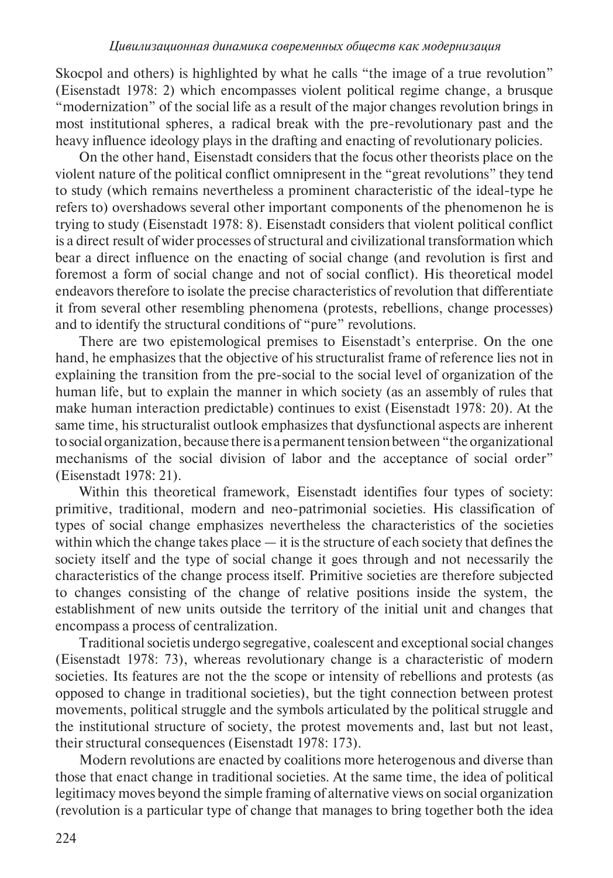Skocpol and others) is highlighted by what he calls "the image of a true revolution" (Eisenstadt 1978: 2) which encompasses violent political regime change, a brusque "modernization" of the social life as a result of the major changes revolution brings in most institutional spheres, a radical break with the pre-revolutionary past and the heavy influence ideology plays in the drafting and enacting of revolutionary policies.

On the other hand, Eisenstadt considers that the focus other theorists place on the violent nature of the political conflict omnipresent in the "great revolutions" they tend to study (which remains nevertheless a prominent characteristic of the ideal-type he refers to) overshadows several other important components of the phenomenon he is trying to study (Eisenstadt 1978: 8). Eisenstadt considers that violent political conflict is a direct result of wider processes of structural and civilizational transformation which bear a direct influence on the enacting of social change (and revolution is first and foremost a form of social change and not of social conflict). His theoretical model endeavors therefore to isolate the precise characteristics of revolution that differentiate it from several other resembling phenomena (protests, rebellions, change processes) and to identify the structural conditions of "pure" revolutions.

There are two epistemological premises to Eisenstadt's enterprise. On the one hand, he emphasizes that the objective of his structuralist frame of reference lies not in explaining the transition from the pre-social to the social level of organization of the human life, but to explain the manner in which society (as an assembly of rules that make human interaction predictable) continues to exist (Eisenstadt 1978: 20). At the same time, his structuralist outlook emphasizes that dysfunctional aspects are inherent to social organization, because there is a permanent tension between "the organizational mechanisms of the social division of labor and the acceptance of social order" (Eisenstadt 1978: 21).

Within this theoretical framework, Eisenstadt identifies four types of society: primitive, traditional, modern and neo-patrimonial societies. His classification of types of social change emphasizes nevertheless the characteristics of the societies within which the change takes place — it is the structure of each society that defines the society itself and the type of social change it goes through and not necessarily the characteristics of the change process itself. Primitive societies are therefore subjected to changes consisting of the change of relative positions inside the system, the establishment of new units outside the territory of the initial unit and changes that encompass a process of centralization.

Traditional societis undergo segregative, coalescent and exceptional social changes (Eisenstadt 1978: 73), whereas revolutionary change is a characteristic of modern societies. Its features are not the the scope or intensity of rebellions and protests (as opposed to change in traditional societies), but the tight connection between protest movements, political struggle and the symbols articulated by the political struggle and the institutional structure of society, the protest movements and, last but not least, their structural consequences (Eisenstadt 1978: 173).

Modern revolutions are enacted by coalitions more heterogenous and diverse than those that enact change in traditional societies. At the same time, the idea of political legitimacy moves beyond the simple framing of alternative views on social organization (revolution is a particular type of change that manages to bring together both the idea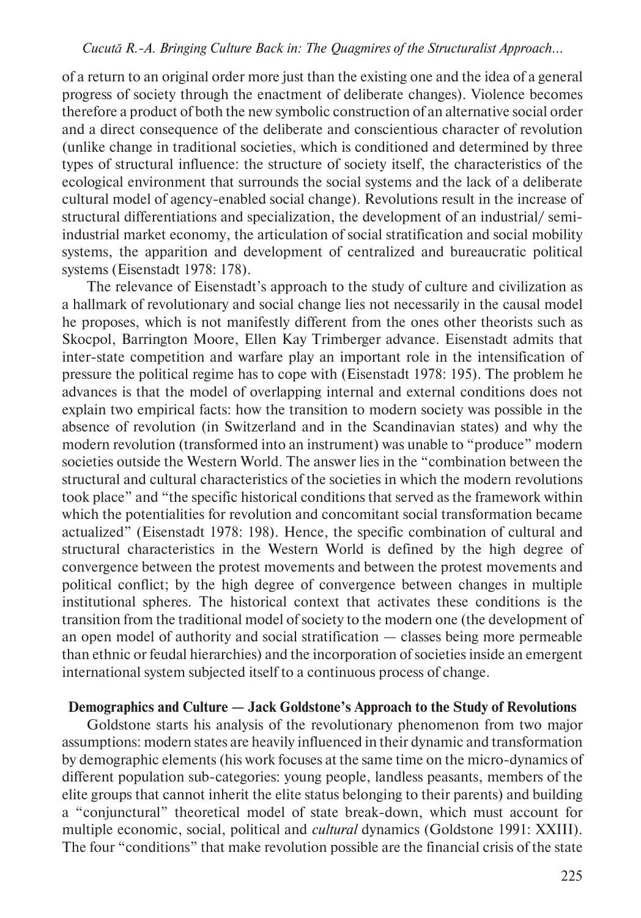of a return to an original order more just than the existing one and the idea of a general progress of society through the enactment of deliberate changes). Violence becomes therefore a product of both the new symbolic construction of an alternative social order and a direct consequence of the deliberate and conscientious character of revolution (unlike change in traditional societies, which is conditioned and determined by three types of structural influence: the structure of society itself, the characteristics of the ecological environment that surrounds the social systems and the lack of a deliberate cultural model of agency-enabled social change). Revolutions result in the increase of structural differentiations and specialization, the development of an industrial/ semi-industrial market economy, the articulation of social stratification and social mobility systems, the apparition and development of centralized and bureaucratic political systems (Eisenstadt 1978: 178).

The relevance of Eisenstadt's approach to the study of culture and civilization as a hallmark of revolutionary and social change lies not necessarily in the causal model he proposes, which is not manifestly different from the ones other theorists such as Skocpol, Barrington Moore, Ellen Kay Trimberger advance. Eisenstadt admits that inter-state competition and warfare play an important role in the intensification of pressure the political regime has to cope with (Eisenstadt 1978: 195). The problem he advances is that the model of overlapping internal and external conditions does not explain two empirical facts: how the transition to modern society was possible in the absence of revolution (in Switzerland and in the Scandinavian states) and why the modern revolution (transformed into an instrument) was unable to "produce" modern societies outside the Western World. The answer lies in the "combination between the structural and cultural characteristics of the societies in which the modern revolutions took place" and "the specific historical conditions that served as the framework within which the potentialities for revolution and concomitant social transformation became actualized" (Eisenstadt 1978: 198). Hence, the specific combination of cultural and structural characteristics in the Western World is defined by the high degree of convergence between the protest movements and between the protest movements and political conflict; by the high degree of convergence between changes in multiple institutional spheres. The historical context that activates these conditions is the transition from the traditional model of society to the modern one (the development of an open model of authority and social stratification — classes being more permeable than ethnic or feudal hierarchies) and the incorporation of societies inside an emergent international system subjected itself to a continuous process of change.

## Demographics and Culture — Jack Goldstone's Approach to the Study of Revolutions

Goldstone starts his analysis of the revolutionary phenomenon from two major assumptions: modern states are heavily influenced in their dynamic and transformation by demographic elements (his work focuses at the same time on the micro-dynamics of different population sub-categories: young people, landless peasants, members of the elite groups that cannot inherit the elite status belonging to their parents) and building a "conjunctural" theoretical model of state break-down, which must account for multiple economic, social, political and *cultural* dynamics (Goldstone 1991: XXIII). The four "conditions" that make revolution possible are the financial crisis of the state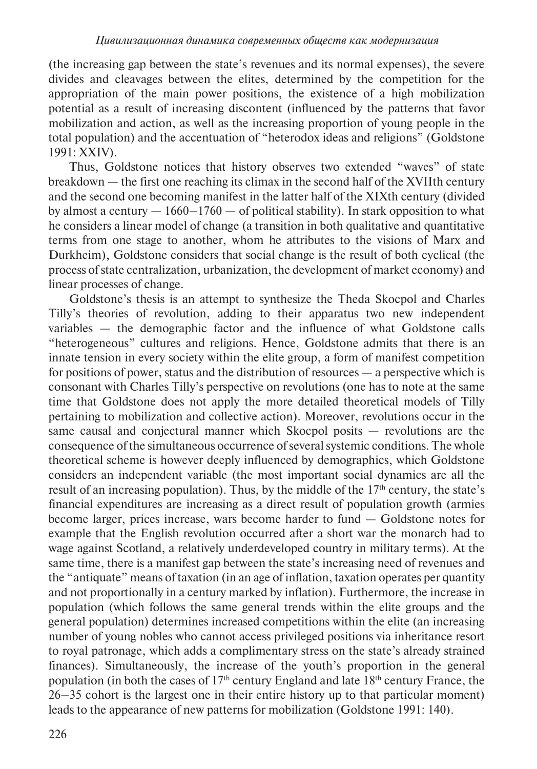(the increasing gap between the state's revenues and its normal expenses), the severe divides and cleavages between the elites, determined by the competition for the appropriation of the main power positions, the existence of a high mobilization potential as a result of increasing discontent (influenced by the patterns that favor mobilization and action, as well as the increasing proportion of young people in the total population) and the accentuation of "heterodox ideas and religions" (Goldstone 1991: XXIV).

Thus, Goldstone notices that history observes two extended "waves" of state breakdown — the first one reaching its climax in the second half of the XVIIth century and the second one becoming manifest in the latter half of the XIXth century (divided by almost a century — 1660–1760 — of political stability). In stark opposition to what he considers a linear model of change (a transition in both qualitative and quantitative terms from one stage to another, whom he attributes to the visions of Marx and Durkheim), Goldstone considers that social change is the result of both cyclical (the process of state centralization, urbanization, the development of market economy) and linear processes of change.

Goldstone's thesis is an attempt to synthesize the Theda Skocpol and Charles Tilly's theories of revolution, adding to their apparatus two new independent variables — the demographic factor and the influence of what Goldstone calls "heterogeneous" cultures and religions. Hence, Goldstone admits that there is an innate tension in every society within the elite group, a form of manifest competition for positions of power, status and the distribution of resources — a perspective which is consonant with Charles Tilly's perspective on revolutions (one has to note at the same time that Goldstone does not apply the more detailed theoretical models of Tilly pertaining to mobilization and collective action). Moreover, revolutions occur in the same causal and conjectural manner which Skocpol posits — revolutions are the consequence of the simultaneous occurrence of several systemic conditions. The whole theoretical scheme is however deeply influenced by demographics, which Goldstone considers an independent variable (the most important social dynamics are all the result of an increasing population). Thus, by the middle of the 17th century, the state's financial expenditures are increasing as a direct result of population growth (armies become larger, prices increase, wars become harder to fund — Goldstone notes for example that the English revolution occurred after a short war the monarch had to wage against Scotland, a relatively underdeveloped country in military terms). At the same time, there is a manifest gap between the state's increasing need of revenues and the "antiquate" means of taxation (in an age of inflation, taxation operates per quantity and not proportionally in a century marked by inflation). Furthermore, the increase in population (which follows the same general trends within the elite groups and the general population) determines increased competitions within the elite (an increasing number of young nobles who cannot access privileged positions via inheritance resort to royal patronage, which adds a complimentary stress on the state's already strained finances). Simultaneously, the increase of the youth's proportion in the general population (in both the cases of 17th century England and late 18th century France, the 26–35 cohort is the largest one in their entire history up to that particular moment) leads to the appearance of new patterns for mobilization (Goldstone 1991: 140).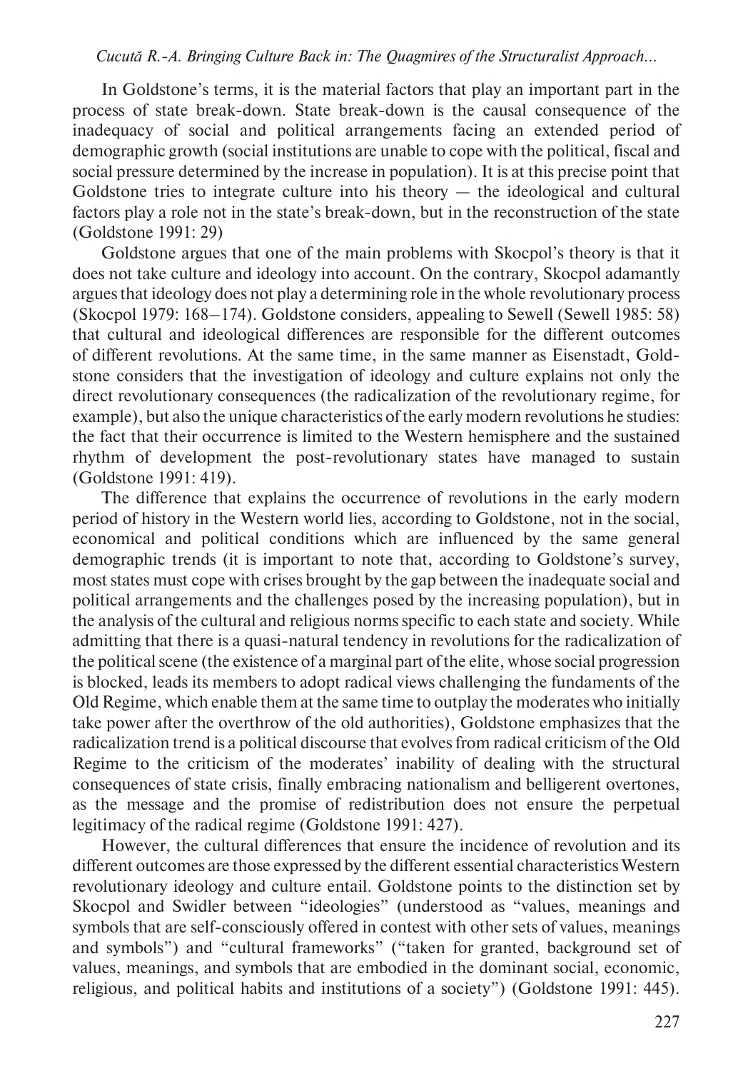In Goldstone's terms, it is the material factors that play an important part in the process of state break-down. State break-down is the causal consequence of the inadequacy of social and political arrangements facing an extended period of demographic growth (social institutions are unable to cope with the political, fiscal and social pressure determined by the increase in population). It is at this precise point that Goldstone tries to integrate culture into his theory — the ideological and cultural factors play a role not in the state's break-down, but in the reconstruction of the state (Goldstone 1991: 29)

Goldstone argues that one of the main problems with Skocpol's theory is that it does not take culture and ideology into account. On the contrary, Skocpol adamantly argues that ideology does not play a determining role in the whole revolutionary process (Skocpol 1979: 168–174). Goldstone considers, appealing to Sewell (Sewell 1985: 58) that cultural and ideological differences are responsible for the different outcomes of different revolutions. At the same time, in the same manner as Eisenstadt, Goldstone considers that the investigation of ideology and culture explains not only the direct revolutionary consequences (the radicalization of the revolutionary regime, for example), but also the unique characteristics of the early modern revolutions he studies: the fact that their occurrence is limited to the Western hemisphere and the sustained rhythm of development the post-revolutionary states have managed to sustain (Goldstone 1991: 419).

The difference that explains the occurrence of revolutions in the early modern period of history in the Western world lies, according to Goldstone, not in the social, economical and political conditions which are influenced by the same general demographic trends (it is important to note that, according to Goldstone's survey, most states must cope with crises brought by the gap between the inadequate social and political arrangements and the challenges posed by the increasing population), but in the analysis of the cultural and religious norms specific to each state and society. While admitting that there is a quasi-natural tendency in revolutions for the radicalization of the political scene (the existence of a marginal part of the elite, whose social progression is blocked, leads its members to adopt radical views challenging the fundaments of the Old Regime, which enable them at the same time to outplay the moderates who initially take power after the overthrow of the old authorities), Goldstone emphasizes that the radicalization trend is a political discourse that evolves from radical criticism of the Old Regime to the criticism of the moderates' inability of dealing with the structural consequences of state crisis, finally embracing nationalism and belligerent overtones, as the message and the promise of redistribution does not ensure the perpetual legitimacy of the radical regime (Goldstone 1991: 427).

However, the cultural differences that ensure the incidence of revolution and its different outcomes are those expressed by the different essential characteristics Western revolutionary ideology and culture entail. Goldstone points to the distinction set by Skocpol and Swidler between "ideologies" (understood as "values, meanings and symbols that are self-consciously offered in contest with other sets of values, meanings and symbols") and "cultural frameworks" ("taken for granted, background set of values, meanings, and symbols that are embodied in the dominant social, economic, religious, and political habits and institutions of a society") (Goldstone 1991: 445).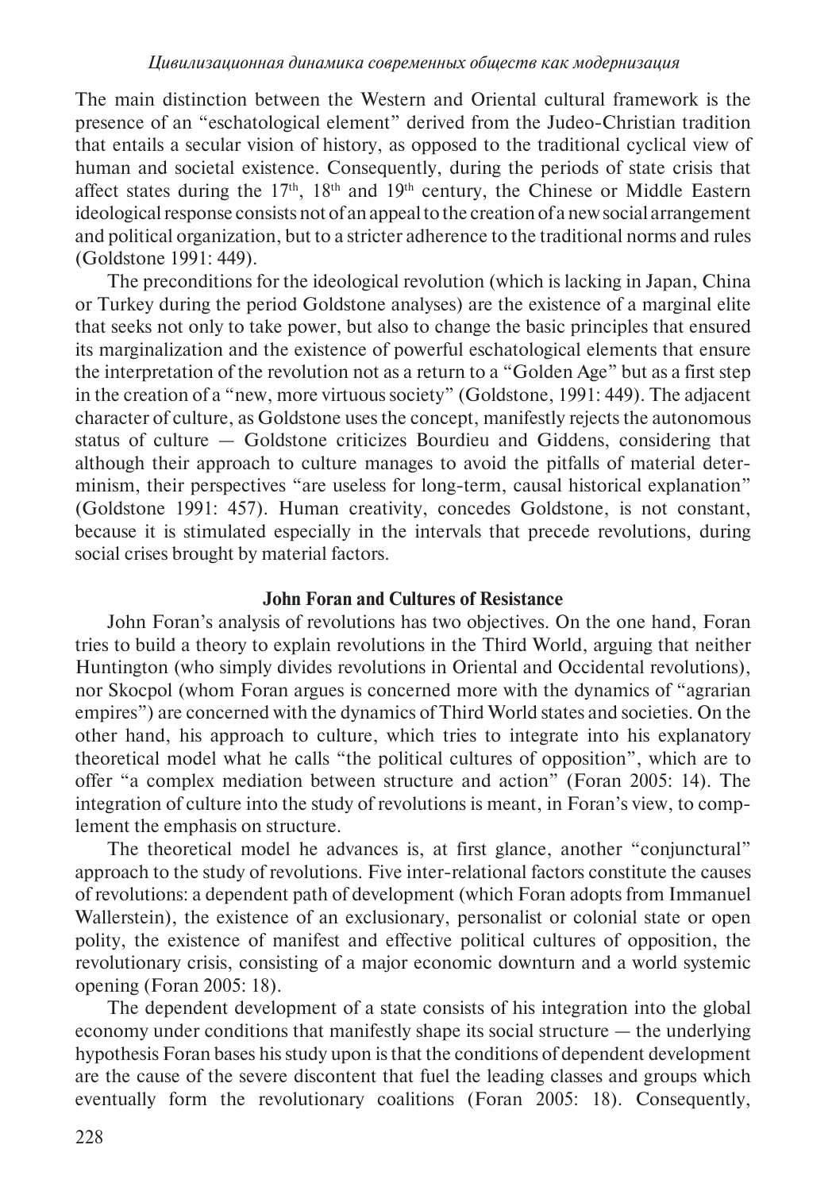The main distinction between the Western and Oriental cultural framework is the presence of an "eschatological element" derived from the Judeo-Christian tradition that entails a secular vision of history, as opposed to the traditional cyclical view of human and societal existence. Consequently, during the periods of state crisis that affect states during the 17th, 18th and 19th century, the Chinese or Middle Eastern ideological response consists not of an appeal to the creation of a new social arrangement and political organization, but to a stricter adherence to the traditional norms and rules (Goldstone 1991: 449).

The preconditions for the ideological revolution (which is lacking in Japan, China or Turkey during the period Goldstone analyses) are the existence of a marginal elite that seeks not only to take power, but also to change the basic principles that ensured its marginalization and the existence of powerful eschatological elements that ensure the interpretation of the revolution not as a return to a "Golden Age" but as a first step in the creation of a "new, more virtuous society" (Goldstone, 1991: 449). The adjacent character of culture, as Goldstone uses the concept, manifestly rejects the autonomous status of culture — Goldstone criticizes Bourdieu and Giddens, considering that although their approach to culture manages to avoid the pitfalls of material determinism, their perspectives "are useless for long-term, causal historical explanation" (Goldstone 1991: 457). Human creativity, concedes Goldstone, is not constant, because it is stimulated especially in the intervals that precede revolutions, during social crises brought by material factors.

## John Foran and Cultures of Resistance

John Foran's analysis of revolutions has two objectives. On the one hand, Foran tries to build a theory to explain revolutions in the Third World, arguing that neither Huntington (who simply divides revolutions in Oriental and Occidental revolutions), nor Skocpol (whom Foran argues is concerned more with the dynamics of "agrarian empires") are concerned with the dynamics of Third World states and societies. On the other hand, his approach to culture, which tries to integrate into his explanatory theoretical model what he calls "the political cultures of opposition", which are to offer "a complex mediation between structure and action" (Foran 2005: 14). The integration of culture into the study of revolutions is meant, in Foran's view, to complement the emphasis on structure.

The theoretical model he advances is, at first glance, another "conjunctural" approach to the study of revolutions. Five inter-relational factors constitute the causes of revolutions: a dependent path of development (which Foran adopts from Immanuel Wallerstein), the existence of an exclusionary, personalist or colonial state or open polity, the existence of manifest and effective political cultures of opposition, the revolutionary crisis, consisting of a major economic downturn and a world systemic opening (Foran 2005: 18).

The dependent development of a state consists of his integration into the global economy under conditions that manifestly shape its social structure — the underlying hypothesis Foran bases his study upon is that the conditions of dependent development are the cause of the severe discontent that fuel the leading classes and groups which eventually form the revolutionary coalitions (Foran 2005: 18). Consequently,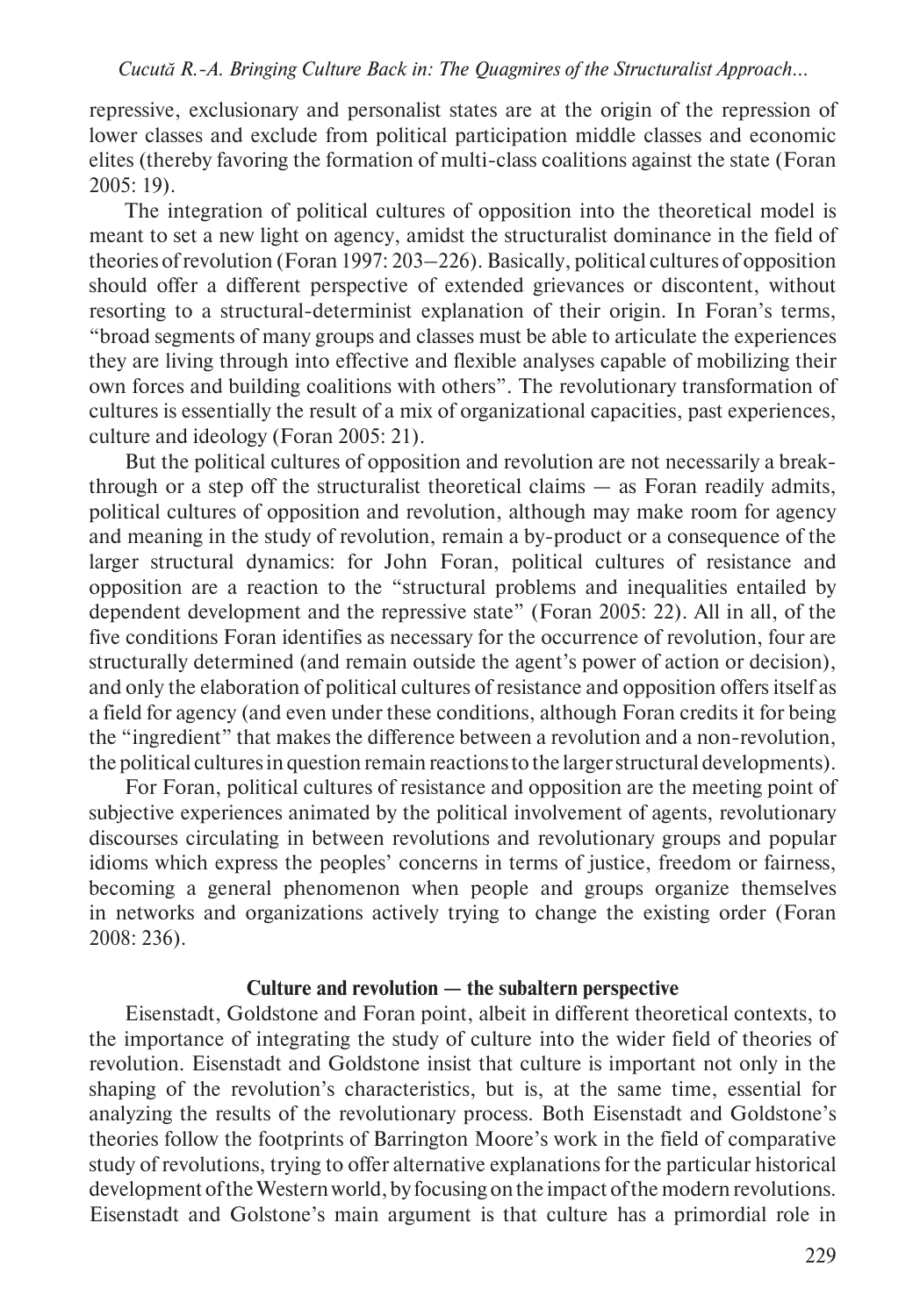repressive, exclusionary and personalist states are at the origin of the repression of lower classes and exclude from political participation middle classes and economic elites (thereby favoring the formation of multi-class coalitions against the state (Foran 2005: 19).

The integration of political cultures of opposition into the theoretical model is meant to set a new light on agency, amidst the structuralist dominance in the field of theories of revolution (Foran 1997: 203–226). Basically, political cultures of opposition should offer a different perspective of extended grievances or discontent, without resorting to a structural-determinist explanation of their origin. In Foran's terms, "broad segments of many groups and classes must be able to articulate the experiences they are living through into effective and flexible analyses capable of mobilizing their own forces and building coalitions with others". The revolutionary transformation of cultures is essentially the result of a mix of organizational capacities, past experiences, culture and ideology (Foran 2005: 21).

But the political cultures of opposition and revolution are not necessarily a breakthrough or a step off the structuralist theoretical claims — as Foran readily admits, political cultures of opposition and revolution, although may make room for agency and meaning in the study of revolution, remain a by-product or a consequence of the larger structural dynamics: for John Foran, political cultures of resistance and opposition are a reaction to the "structural problems and inequalities entailed by dependent development and the repressive state" (Foran 2005: 22). All in all, of the five conditions Foran identifies as necessary for the occurrence of revolution, four are structurally determined (and remain outside the agent's power of action or decision), and only the elaboration of political cultures of resistance and opposition offers itself as a field for agency (and even under these conditions, although Foran credits it for being the "ingredient" that makes the difference between a revolution and a non-revolution, the political cultures in question remain reactions to the larger structural developments).

For Foran, political cultures of resistance and opposition are the meeting point of subjective experiences animated by the political involvement of agents, revolutionary discourses circulating in between revolutions and revolutionary groups and popular idioms which express the peoples' concerns in terms of justice, freedom or fairness, becoming a general phenomenon when people and groups organize themselves in networks and organizations actively trying to change the existing order (Foran 2008: 236).

## Culture and revolution — the subaltern perspective

Eisenstadt, Goldstone and Foran point, albeit in different theoretical contexts, to the importance of integrating the study of culture into the wider field of theories of revolution. Eisenstadt and Goldstone insist that culture is important not only in the shaping of the revolution's characteristics, but is, at the same time, essential for analyzing the results of the revolutionary process. Both Eisenstadt and Goldstone's theories follow the footprints of Barrington Moore's work in the field of comparative study of revolutions, trying to offer alternative explanations for the particular historical development of the Western world, by focusing on the impact of the modern revolutions. Eisenstadt and Golstone's main argument is that culture has a primordial role in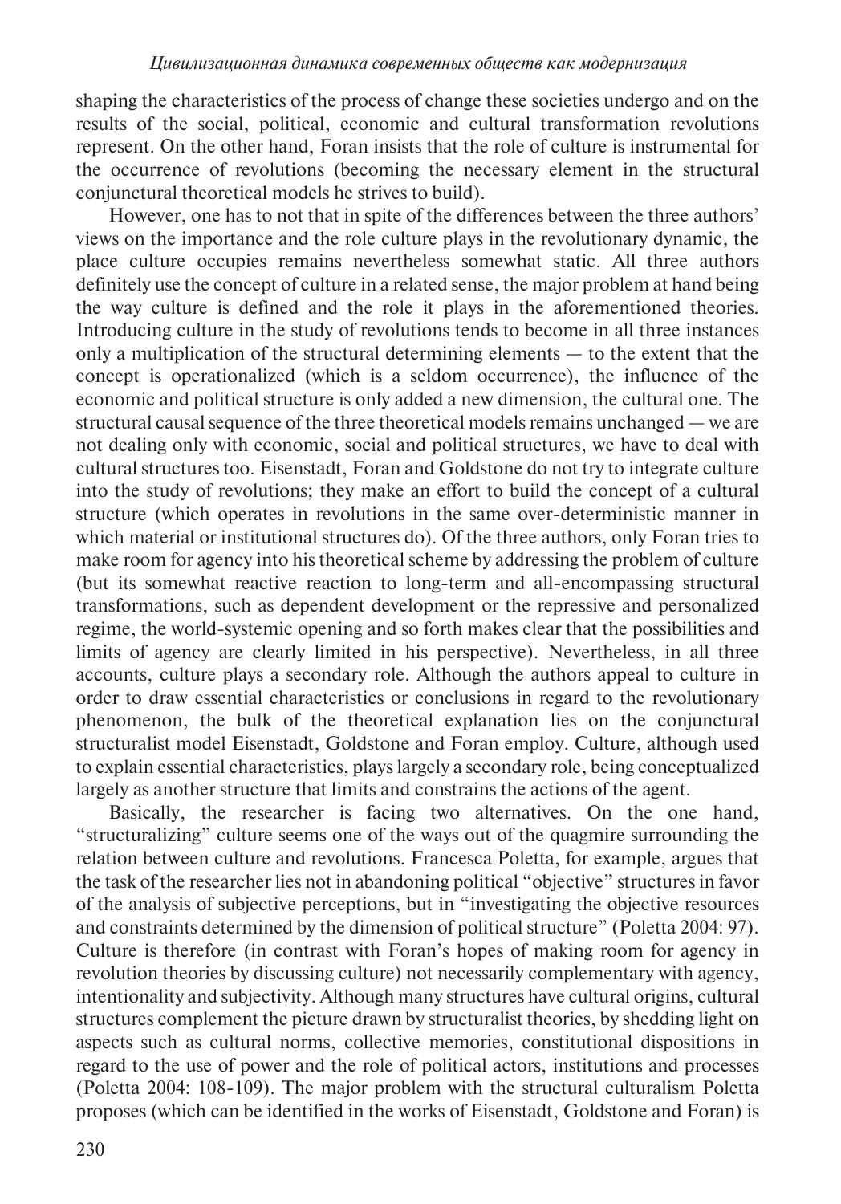shaping the characteristics of the process of change these societies undergo and on the results of the social, political, economic and cultural transformation revolutions represent. On the other hand, Foran insists that the role of culture is instrumental for the occurrence of revolutions (becoming the necessary element in the structural conjunctural theoretical models he strives to build).

However, one has to not that in spite of the differences between the three authors' views on the importance and the role culture plays in the revolutionary dynamic, the place culture occupies remains nevertheless somewhat static. All three authors definitely use the concept of culture in a related sense, the major problem at hand being the way culture is defined and the role it plays in the aforementioned theories. Introducing culture in the study of revolutions tends to become in all three instances only a multiplication of the structural determining elements — to the extent that the concept is operationalized (which is a seldom occurrence), the influence of the economic and political structure is only added a new dimension, the cultural one. The structural causal sequence of the three theoretical models remains unchanged — we are not dealing only with economic, social and political structures, we have to deal with cultural structures too. Eisenstadt, Foran and Goldstone do not try to integrate culture into the study of revolutions; they make an effort to build the concept of a cultural structure (which operates in revolutions in the same over-deterministic manner in which material or institutional structures do). Of the three authors, only Foran tries to make room for agency into his theoretical scheme by addressing the problem of culture (but its somewhat reactive reaction to long-term and all-encompassing structural transformations, such as dependent development or the repressive and personalized regime, the world-systemic opening and so forth makes clear that the possibilities and limits of agency are clearly limited in his perspective). Nevertheless, in all three accounts, culture plays a secondary role. Although the authors appeal to culture in order to draw essential characteristics or conclusions in regard to the revolutionary phenomenon, the bulk of the theoretical explanation lies on the conjunctural structuralist model Eisenstadt, Goldstone and Foran employ. Culture, although used to explain essential characteristics, plays largely a secondary role, being conceptualized largely as another structure that limits and constrains the actions of the agent.

Basically, the researcher is facing two alternatives. On the one hand, "structuralizing" culture seems one of the ways out of the quagmire surrounding the relation between culture and revolutions. Francesca Poletta, for example, argues that the task of the researcher lies not in abandoning political "objective" structures in favor of the analysis of subjective perceptions, but in "investigating the objective resources and constraints determined by the dimension of political structure" (Poletta 2004: 97). Culture is therefore (in contrast with Foran's hopes of making room for agency in revolution theories by discussing culture) not necessarily complementary with agency, intentionality and subjectivity. Although many structures have cultural origins, cultural structures complement the picture drawn by structuralist theories, by shedding light on aspects such as cultural norms, collective memories, constitutional dispositions in regard to the use of power and the role of political actors, institutions and processes (Poletta 2004: 108-109). The major problem with the structural culturalism Poletta proposes (which can be identified in the works of Eisenstadt, Goldstone and Foran) is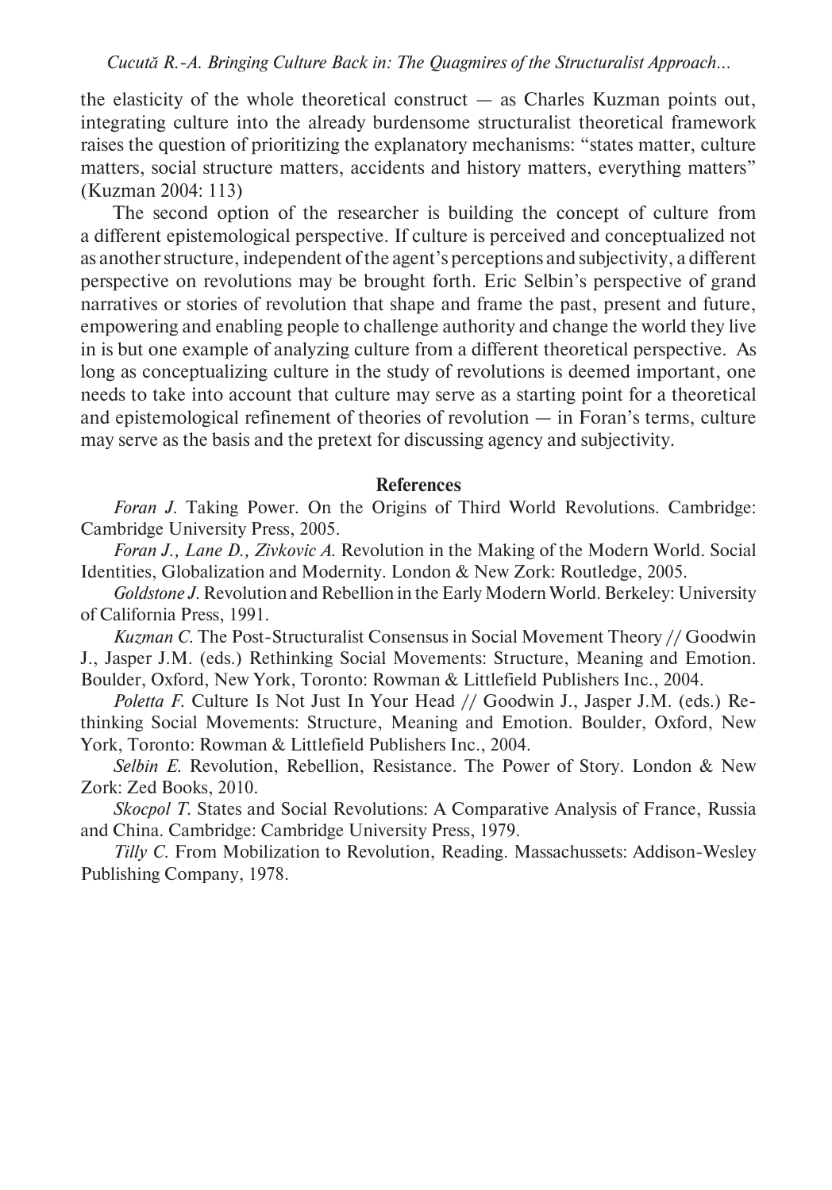the elasticity of the whole theoretical construct — as Charles Kuzman points out, integrating culture into the already burdensome structuralist theoretical framework raises the question of prioritizing the explanatory mechanisms: "states matter, culture matters, social structure matters, accidents and history matters, everything matters" (Kuzman 2004: 113)

The second option of the researcher is building the concept of culture from a different epistemological perspective. If culture is perceived and conceptualized not as another structure, independent of the agent's perceptions and subjectivity, a different perspective on revolutions may be brought forth. Eric Selbin's perspective of grand narratives or stories of revolution that shape and frame the past, present and future, empowering and enabling people to challenge authority and change the world they live in is but one example of analyzing culture from a different theoretical perspective. As long as conceptualizing culture in the study of revolutions is deemed important, one needs to take into account that culture may serve as a starting point for a theoretical and epistemological refinement of theories of revolution — in Foran's terms, culture may serve as the basis and the pretext for discussing agency and subjectivity.

## References

*Foran J.* Taking Power. On the Origins of Third World Revolutions. Cambridge: Cambridge University Press, 2005.

*Foran J., Lane D., Zivkovic A.* Revolution in the Making of the Modern World. Social Identities, Globalization and Modernity. London & New Zork: Routledge, 2005.

*Goldstone J.* Revolution and Rebellion in the Early Modern World. Berkeley: University of California Press, 1991.

*Kuzman C.* The Post-Structuralist Consensus in Social Movement Theory // Goodwin J., Jasper J.M. (eds.) Rethinking Social Movements: Structure, Meaning and Emotion. Boulder, Oxford, New York, Toronto: Rowman & Littlefield Publishers Inc., 2004.

*Poletta F.* Culture Is Not Just In Your Head // Goodwin J., Jasper J.M. (eds.) Rethinking Social Movements: Structure, Meaning and Emotion. Boulder, Oxford, New York, Toronto: Rowman & Littlefield Publishers Inc., 2004.

*Selbin E.* Revolution, Rebellion, Resistance. The Power of Story. London & New Zork: Zed Books, 2010.

*Skocpol T.* States and Social Revolutions: A Comparative Analysis of France, Russia and China. Cambridge: Cambridge University Press, 1979.

*Tilly C.* From Mobilization to Revolution, Reading. Massachussets: Addison-Wesley Publishing Company, 1978.